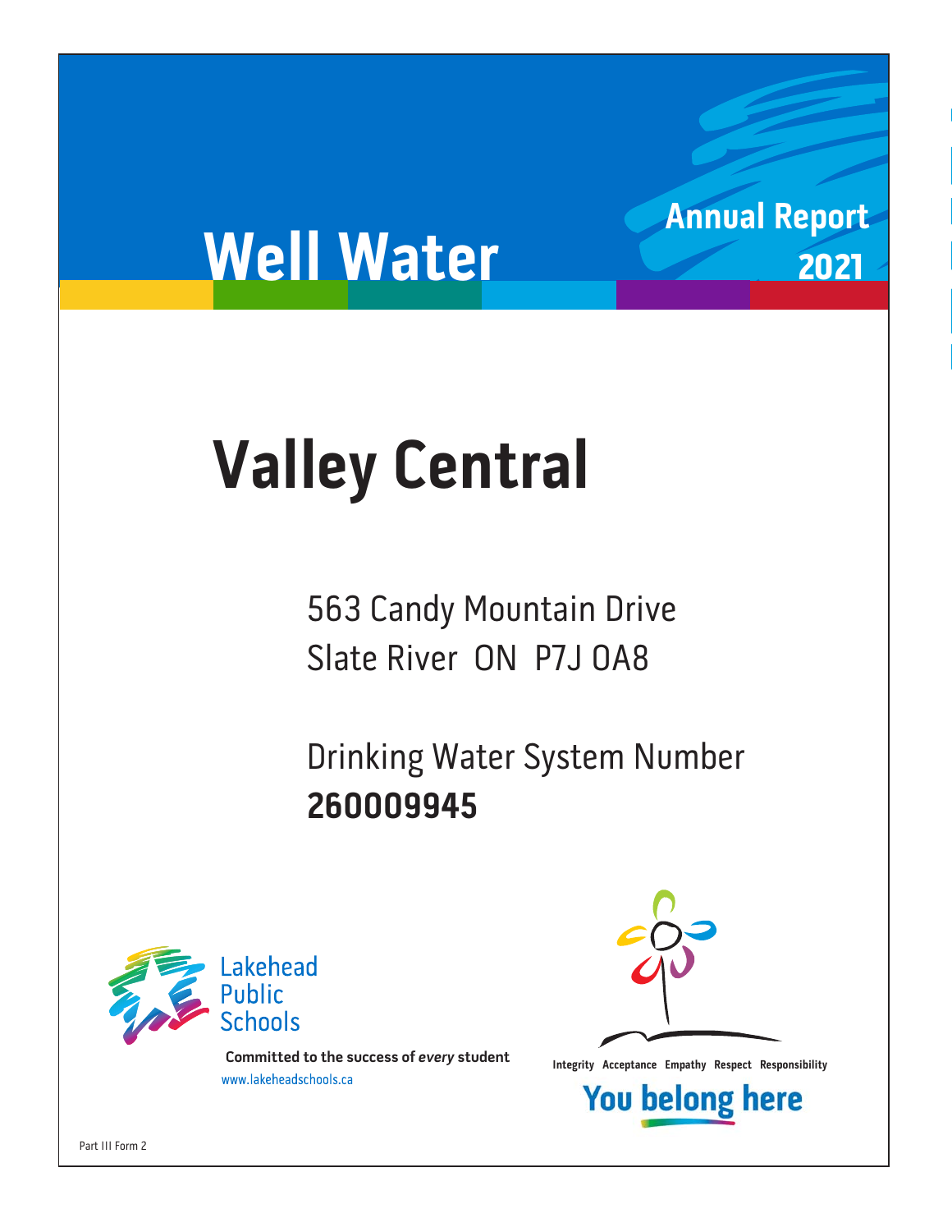# Well Water

Annual Report 2021

# Valley Central

563 Candy Mountain Drive
Slate River ON P7J 0A8

Drinking Water System Number
**260009945**

Lakehead Public Schools

**Committed to the success of *every* student**
www.lakeheadschools.ca

**Integrity Acceptance Empathy Respect Responsibility**

**You belong here**

Part III Form 2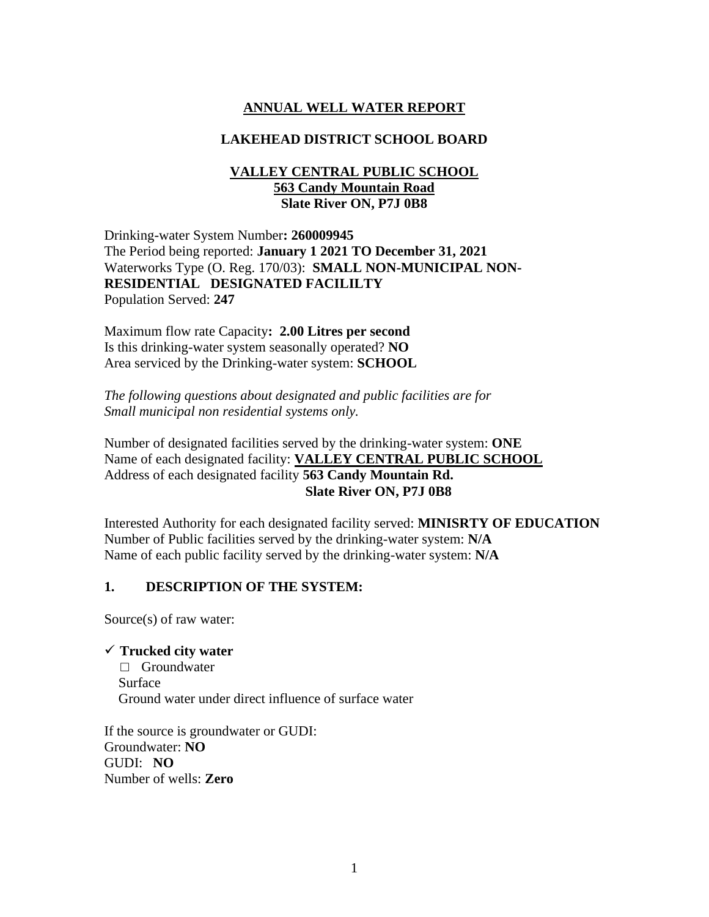## ANNUAL WELL WATER REPORT

## LAKEHEAD DISTRICT SCHOOL BOARD

### VALLEY CENTRAL PUBLIC SCHOOL
**563 Candy Mountain Road**
**Slate River ON, P7J 0B8**

Drinking-water System Number**: 260009945**
The Period being reported: **January 1 2021 TO December 31, 2021**
Waterworks Type (O. Reg. 170/03): **SMALL NON-MUNICIPAL NON-RESIDENTIAL DESIGNATED FACILILTY**
Population Served: **247**

Maximum flow rate Capacity**: 2.00 Litres per second**
Is this drinking-water system seasonally operated? **NO**
Area serviced by the Drinking-water system: **SCHOOL**

*The following questions about designated and public facilities are for Small municipal non residential systems only.*

Number of designated facilities served by the drinking-water system: **ONE**
Name of each designated facility: **VALLEY CENTRAL PUBLIC SCHOOL**
Address of each designated facility **563 Candy Mountain Rd.**
**Slate River ON, P7J 0B8**

Interested Authority for each designated facility served: **MINISRTY OF EDUCATION**
Number of Public facilities served by the drinking-water system: **N/A**
Name of each public facility served by the drinking-water system: **N/A**

### 1. DESCRIPTION OF THE SYSTEM:

Source(s) of raw water:

- ✓ **Trucked city water**
- □ Groundwater
- Surface
- Ground water under direct influence of surface water

If the source is groundwater or GUDI:
Groundwater: **NO**
GUDI: **NO**
Number of wells: **Zero**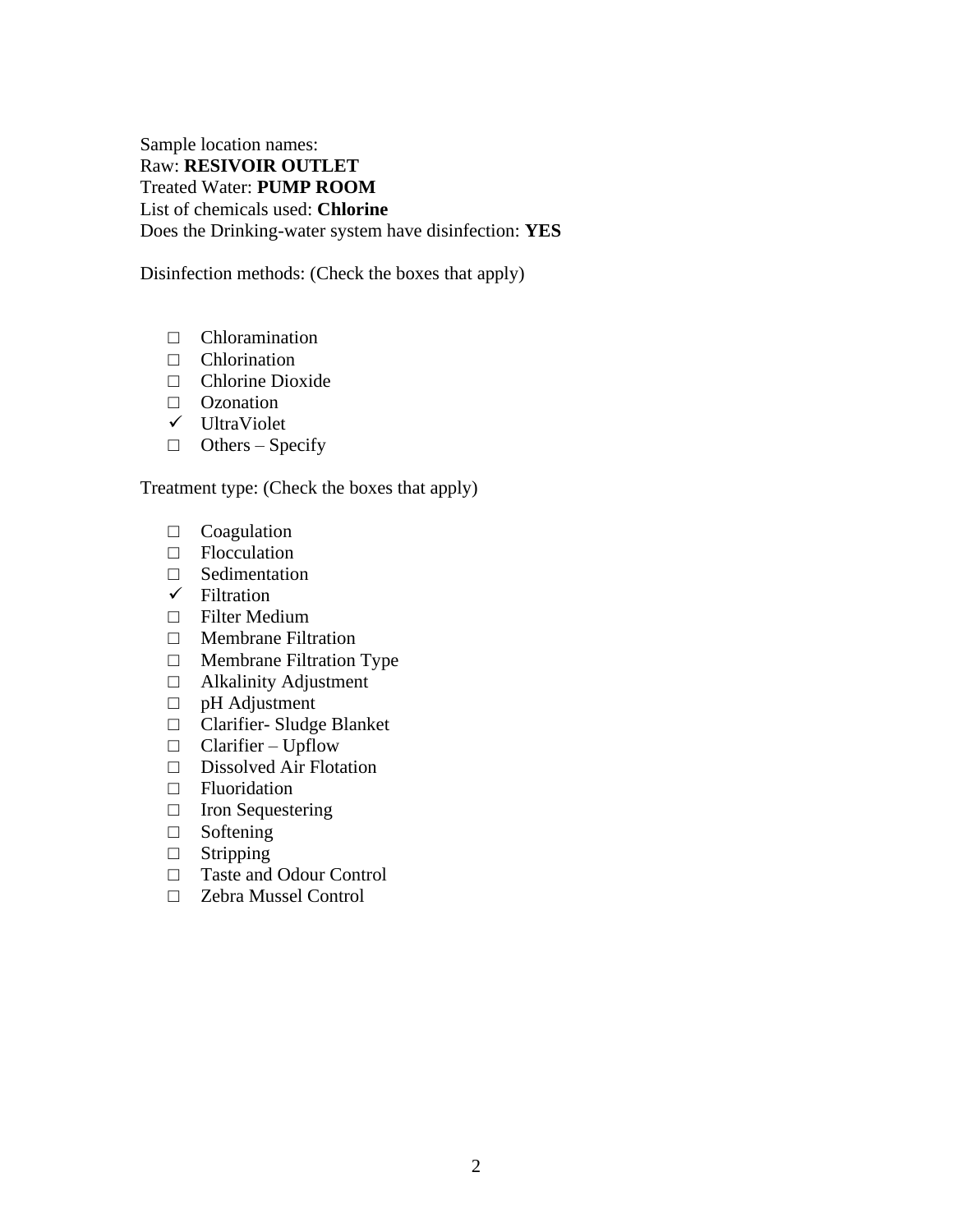Sample location names:
Raw: **RESIVOIR OUTLET**
Treated Water: **PUMP ROOM**
List of chemicals used: **Chlorine**
Does the Drinking-water system have disinfection: **YES**

Disinfection methods: (Check the boxes that apply)

- □ Chloramination
- □ Chlorination
- □ Chlorine Dioxide
- □ Ozonation
- ✓ UltraViolet
- □ Others – Specify

Treatment type: (Check the boxes that apply)

- □ Coagulation
- □ Flocculation
- □ Sedimentation
- ✓ Filtration
- □ Filter Medium
- □ Membrane Filtration
- □ Membrane Filtration Type
- □ Alkalinity Adjustment
- □ pH Adjustment
- □ Clarifier- Sludge Blanket
- □ Clarifier – Upflow
- □ Dissolved Air Flotation
- □ Fluoridation
- □ Iron Sequestering
- □ Softening
- □ Stripping
- □ Taste and Odour Control
- □ Zebra Mussel Control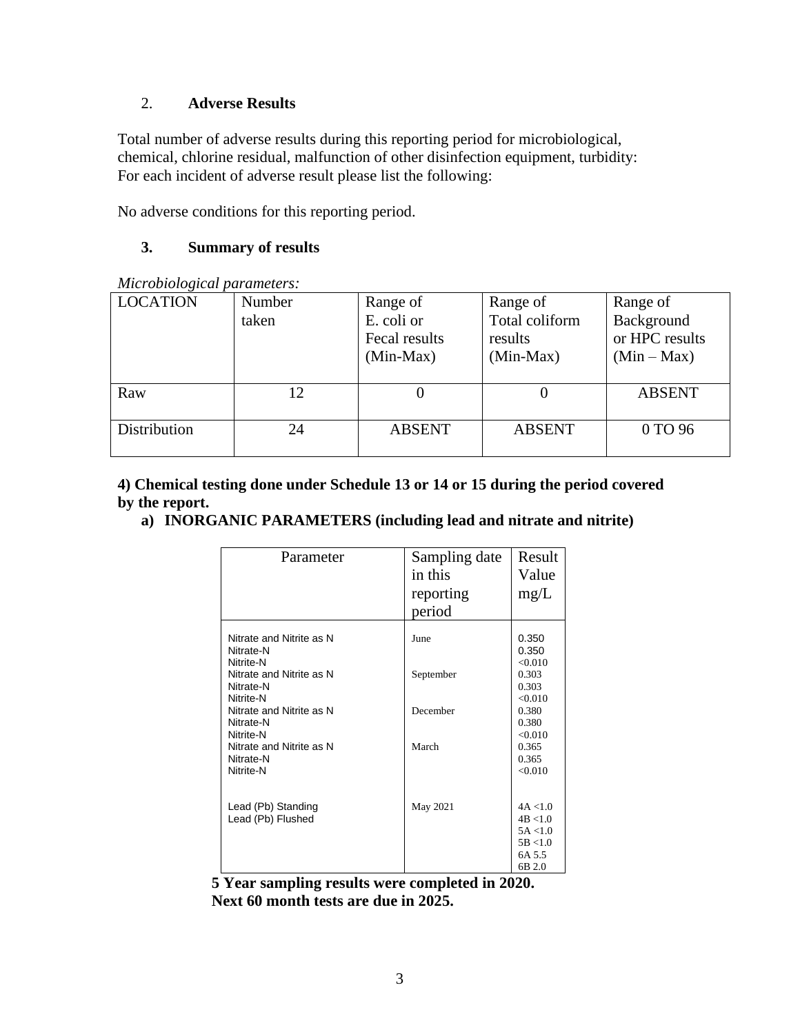2. **Adverse Results**

Total number of adverse results during this reporting period for microbiological, chemical, chlorine residual, malfunction of other disinfection equipment, turbidity: For each incident of adverse result please list the following:

No adverse conditions for this reporting period.

3. **Summary of results**

*Microbiological parameters:*

| LOCATION | Number taken | Range of E. coli or Fecal results (Min-Max) | Range of Total coliform results (Min-Max) | Range of Background or HPC results (Min – Max) |
|---|---|---|---|---|
| Raw | 12 | 0 | 0 | ABSENT |
| Distribution | 24 | ABSENT | ABSENT | 0 TO 96 |

**4) Chemical testing done under Schedule 13 or 14 or 15 during the period covered by the report.**

**a) INORGANIC PARAMETERS (including lead and nitrate and nitrite)**

| Parameter | Sampling date in this reporting period | Result Value mg/L |
|---|---|---|
| Nitrate and Nitrite as N | June | 0.350 |
| Nitrate-N | | 0.350 |
| Nitrite-N | | <0.010 |
| Nitrate and Nitrite as N | September | 0.303 |
| Nitrate-N | | 0.303 |
| Nitrite-N | | <0.010 |
| Nitrate and Nitrite as N | December | 0.380 |
| Nitrate-N | | 0.380 |
| Nitrite-N | | <0.010 |
| Nitrate and Nitrite as N | March | 0.365 |
| Nitrate-N | | 0.365 |
| Nitrite-N | | <0.010 |
| Lead (Pb) Standing | May 2021 | 4A <1.0 |
| Lead (Pb) Flushed | | 4B <1.0 |
| | | 5A <1.0 |
| | | 5B <1.0 |
| | | 6A 5.5 |
| | | 6B 2.0 |

**5 Year sampling results were completed in 2020.**
**Next 60 month tests are due in 2025.**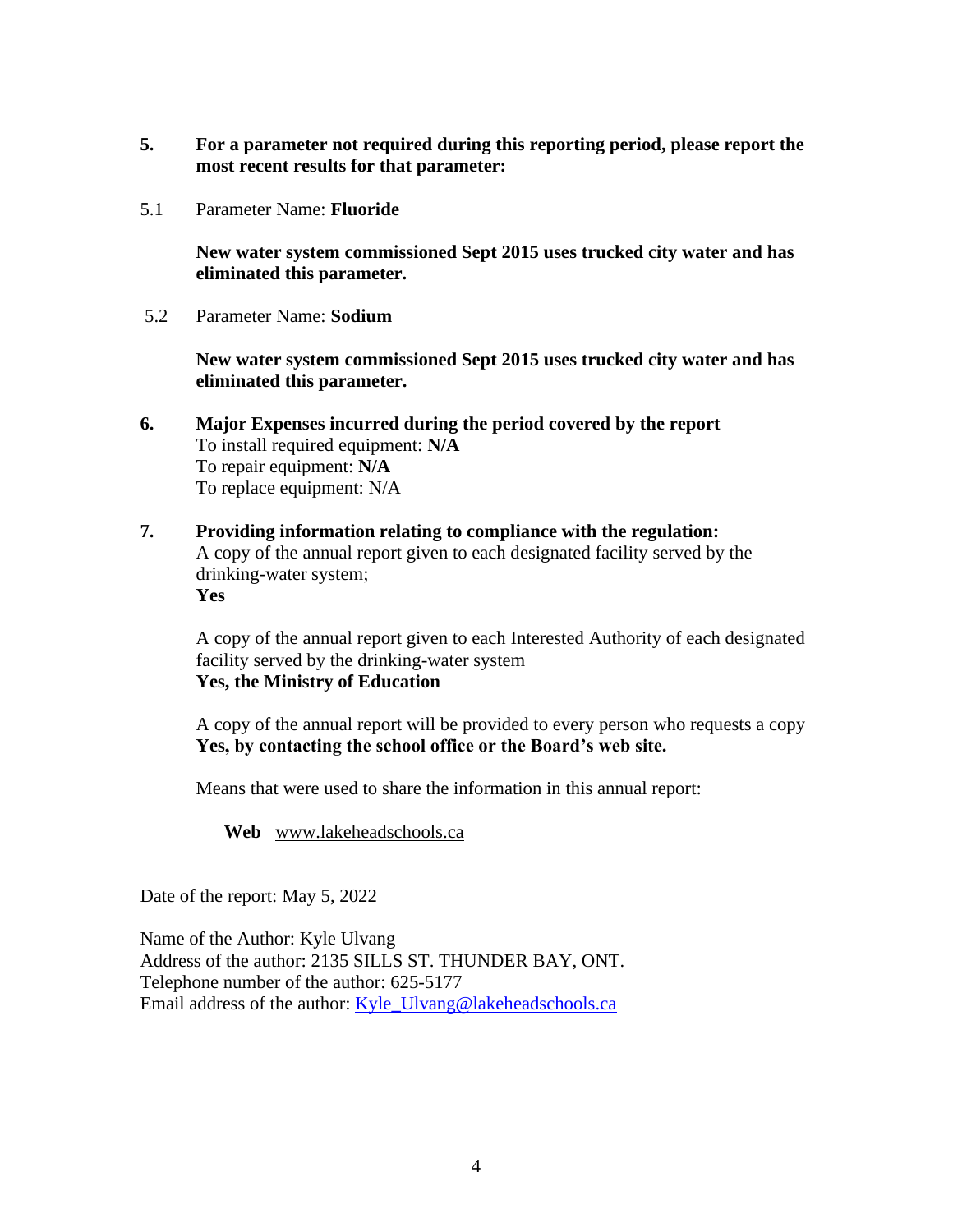**5. For a parameter not required during this reporting period, please report the most recent results for that parameter:**

5.1 Parameter Name: **Fluoride**

**New water system commissioned Sept 2015 uses trucked city water and has eliminated this parameter.**

5.2 Parameter Name: **Sodium**

**New water system commissioned Sept 2015 uses trucked city water and has eliminated this parameter.**

**6. Major Expenses incurred during the period covered by the report**

To install required equipment: **N/A**
To repair equipment: **N/A**
To replace equipment: N/A

**7. Providing information relating to compliance with the regulation:**

A copy of the annual report given to each designated facility served by the drinking-water system;
**Yes**

A copy of the annual report given to each Interested Authority of each designated facility served by the drinking-water system
**Yes, the Ministry of Education**

A copy of the annual report will be provided to every person who requests a copy
**Yes, by contacting the school office or the Board's web site.**

Means that were used to share the information in this annual report:

**Web** www.lakeheadschools.ca

Date of the report: May 5, 2022

Name of the Author: Kyle Ulvang
Address of the author: 2135 SILLS ST. THUNDER BAY, ONT.
Telephone number of the author: 625-5177
Email address of the author: Kyle_Ulvang@lakeheadschools.ca